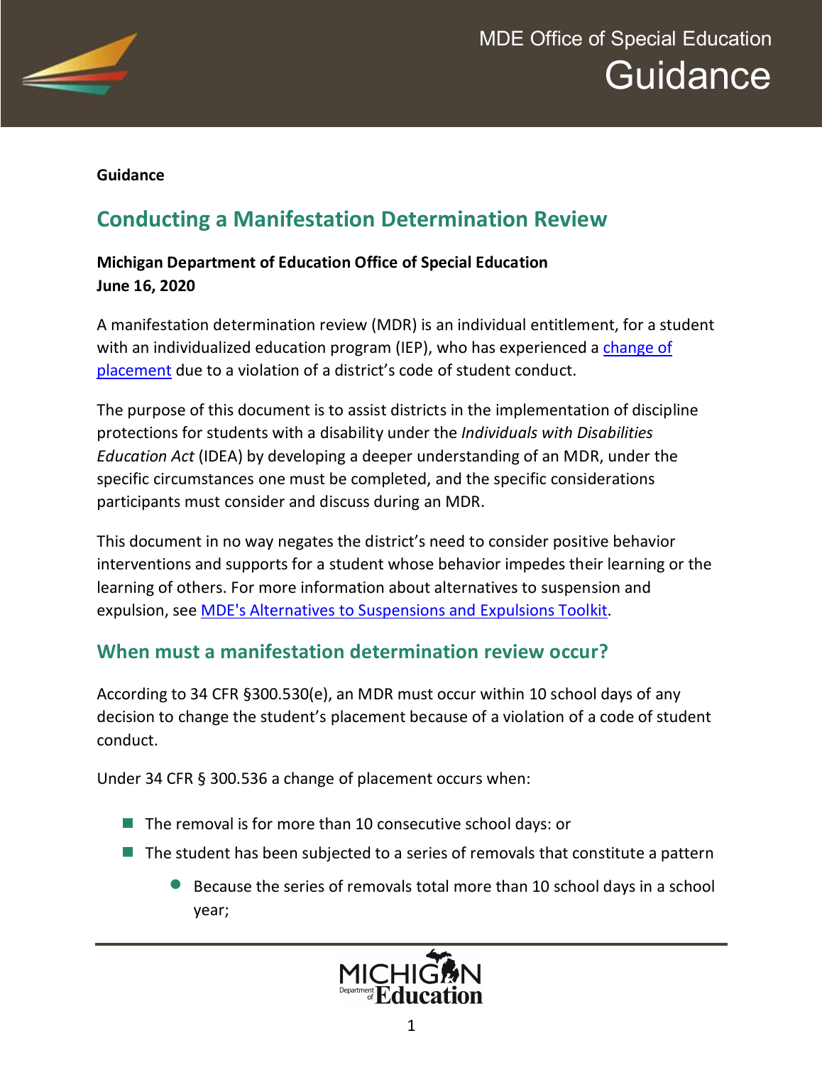MDE Office of Special Education

# Guidance

**Guidance**

## Conducting a Manifestation Determination Review

**Michigan Department of Education Office of Special Education**
**June 16, 2020**

A manifestation determination review (MDR) is an individual entitlement, for a student with an individualized education program (IEP), who has experienced a [change of placement](#) due to a violation of a district's code of student conduct.

The purpose of this document is to assist districts in the implementation of discipline protections for students with a disability under the *Individuals with Disabilities Education Act* (IDEA) by developing a deeper understanding of an MDR, under the specific circumstances one must be completed, and the specific considerations participants must consider and discuss during an MDR.

This document in no way negates the district's need to consider positive behavior interventions and supports for a student whose behavior impedes their learning or the learning of others. For more information about alternatives to suspension and expulsion, see [MDE's Alternatives to Suspensions and Expulsions Toolkit](#).

## When must a manifestation determination review occur?

According to 34 CFR §300.530(e), an MDR must occur within 10 school days of any decision to change the student's placement because of a violation of a code of student conduct.

Under 34 CFR § 300.536 a change of placement occurs when:

- The removal is for more than 10 consecutive school days: or
- The student has been subjected to a series of removals that constitute a pattern
  - Because the series of removals total more than 10 school days in a school year;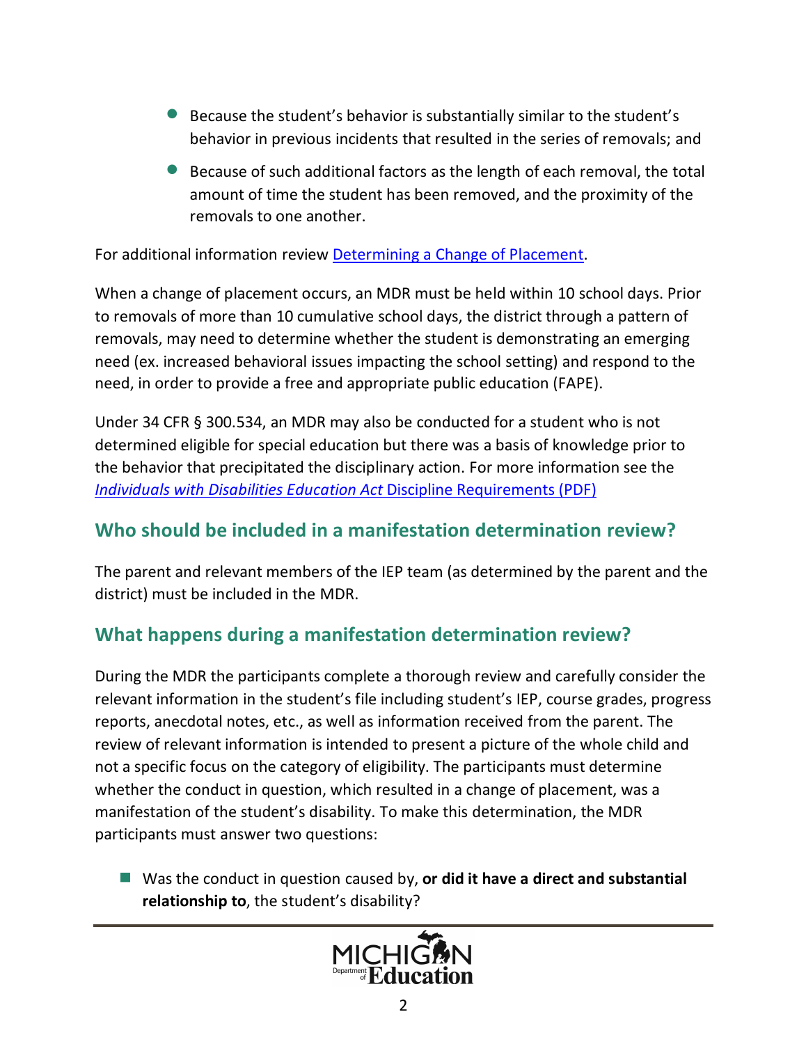- Because the student's behavior is substantially similar to the student's behavior in previous incidents that resulted in the series of removals; and
- Because of such additional factors as the length of each removal, the total amount of time the student has been removed, and the proximity of the removals to one another.

For additional information review [Determining a Change of Placement](#).

When a change of placement occurs, an MDR must be held within 10 school days. Prior to removals of more than 10 cumulative school days, the district through a pattern of removals, may need to determine whether the student is demonstrating an emerging need (ex. increased behavioral issues impacting the school setting) and respond to the need, in order to provide a free and appropriate public education (FAPE).

Under 34 CFR § 300.534, an MDR may also be conducted for a student who is not determined eligible for special education but there was a basis of knowledge prior to the behavior that precipitated the disciplinary action. For more information see the [*Individuals with Disabilities Education Act* Discipline Requirements (PDF)](#)

## Who should be included in a manifestation determination review?

The parent and relevant members of the IEP team (as determined by the parent and the district) must be included in the MDR.

## What happens during a manifestation determination review?

During the MDR the participants complete a thorough review and carefully consider the relevant information in the student's file including student's IEP, course grades, progress reports, anecdotal notes, etc., as well as information received from the parent. The review of relevant information is intended to present a picture of the whole child and not a specific focus on the category of eligibility. The participants must determine whether the conduct in question, which resulted in a change of placement, was a manifestation of the student's disability. To make this determination, the MDR participants must answer two questions:

- Was the conduct in question caused by, **or did it have a direct and substantial relationship to**, the student's disability?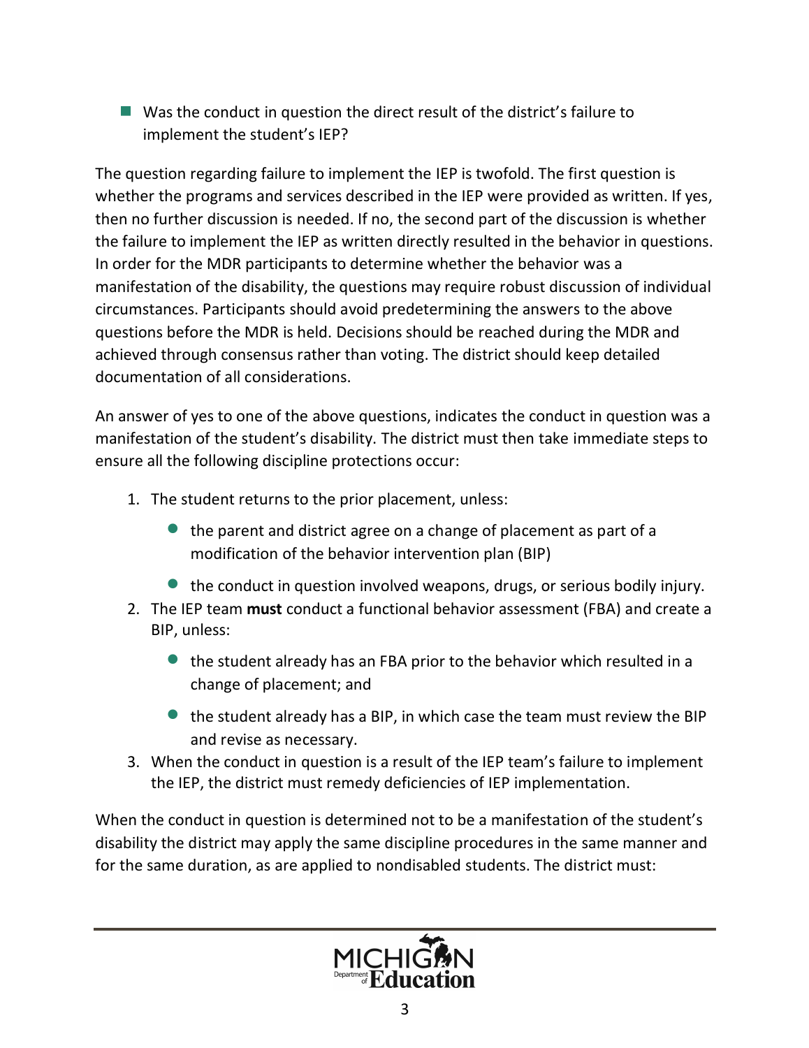- Was the conduct in question the direct result of the district's failure to implement the student's IEP?

The question regarding failure to implement the IEP is twofold. The first question is whether the programs and services described in the IEP were provided as written. If yes, then no further discussion is needed. If no, the second part of the discussion is whether the failure to implement the IEP as written directly resulted in the behavior in questions. In order for the MDR participants to determine whether the behavior was a manifestation of the disability, the questions may require robust discussion of individual circumstances. Participants should avoid predetermining the answers to the above questions before the MDR is held. Decisions should be reached during the MDR and achieved through consensus rather than voting. The district should keep detailed documentation of all considerations.

An answer of yes to one of the above questions, indicates the conduct in question was a manifestation of the student's disability. The district must then take immediate steps to ensure all the following discipline protections occur:

1. The student returns to the prior placement, unless:
   - the parent and district agree on a change of placement as part of a modification of the behavior intervention plan (BIP)
   - the conduct in question involved weapons, drugs, or serious bodily injury.
2. The IEP team **must** conduct a functional behavior assessment (FBA) and create a BIP, unless:
   - the student already has an FBA prior to the behavior which resulted in a change of placement; and
   - the student already has a BIP, in which case the team must review the BIP and revise as necessary.
3. When the conduct in question is a result of the IEP team's failure to implement the IEP, the district must remedy deficiencies of IEP implementation.

When the conduct in question is determined not to be a manifestation of the student's disability the district may apply the same discipline procedures in the same manner and for the same duration, as are applied to nondisabled students. The district must: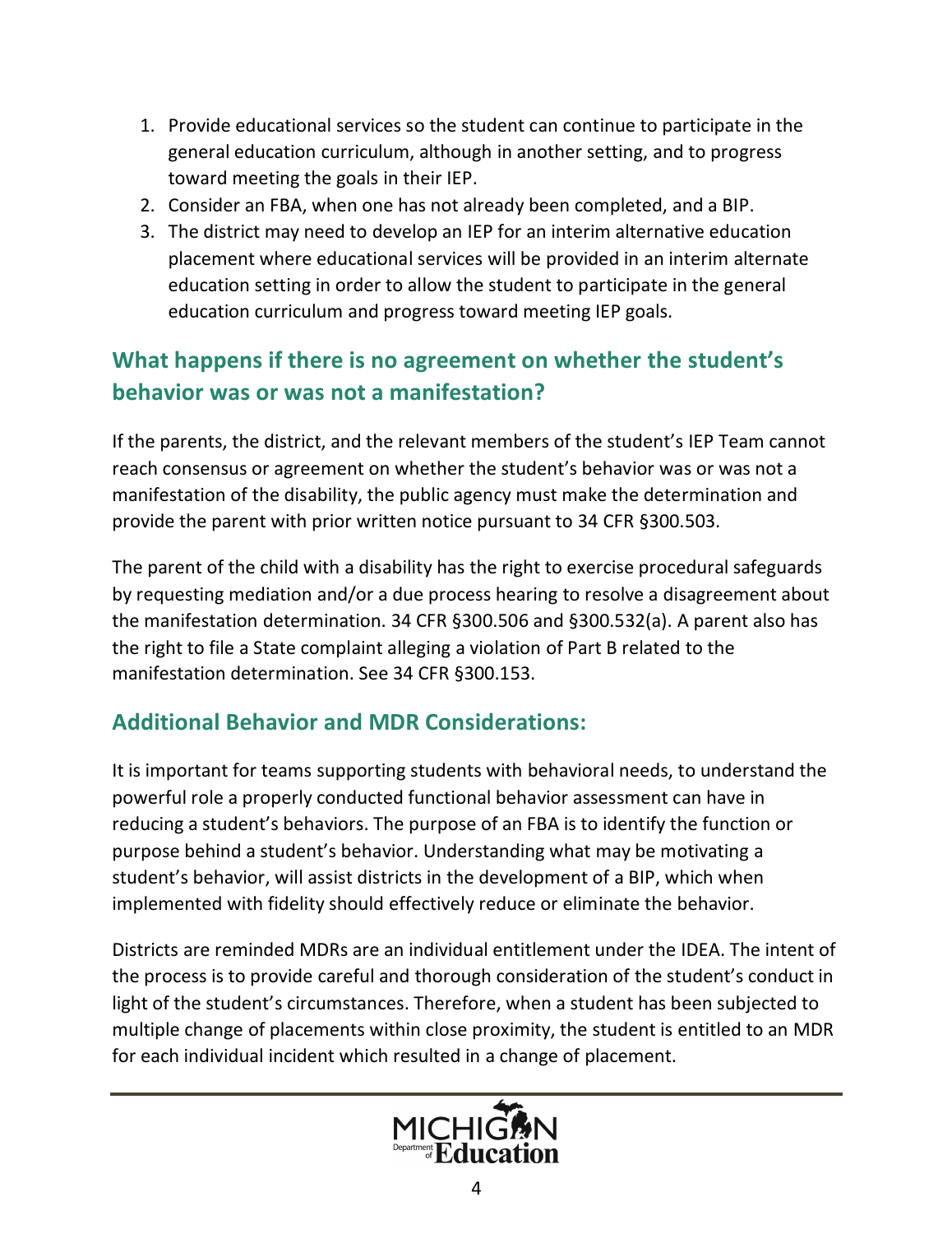1. Provide educational services so the student can continue to participate in the general education curriculum, although in another setting, and to progress toward meeting the goals in their IEP.
2. Consider an FBA, when one has not already been completed, and a BIP.
3. The district may need to develop an IEP for an interim alternative education placement where educational services will be provided in an interim alternate education setting in order to allow the student to participate in the general education curriculum and progress toward meeting IEP goals.

## What happens if there is no agreement on whether the student's behavior was or was not a manifestation?

If the parents, the district, and the relevant members of the student's IEP Team cannot reach consensus or agreement on whether the student's behavior was or was not a manifestation of the disability, the public agency must make the determination and provide the parent with prior written notice pursuant to 34 CFR §300.503.

The parent of the child with a disability has the right to exercise procedural safeguards by requesting mediation and/or a due process hearing to resolve a disagreement about the manifestation determination. 34 CFR §300.506 and §300.532(a). A parent also has the right to file a State complaint alleging a violation of Part B related to the manifestation determination. See 34 CFR §300.153.

## Additional Behavior and MDR Considerations:

It is important for teams supporting students with behavioral needs, to understand the powerful role a properly conducted functional behavior assessment can have in reducing a student's behaviors. The purpose of an FBA is to identify the function or purpose behind a student's behavior. Understanding what may be motivating a student's behavior, will assist districts in the development of a BIP, which when implemented with fidelity should effectively reduce or eliminate the behavior.

Districts are reminded MDRs are an individual entitlement under the IDEA. The intent of the process is to provide careful and thorough consideration of the student's conduct in light of the student's circumstances. Therefore, when a student has been subjected to multiple change of placements within close proximity, the student is entitled to an MDR for each individual incident which resulted in a change of placement.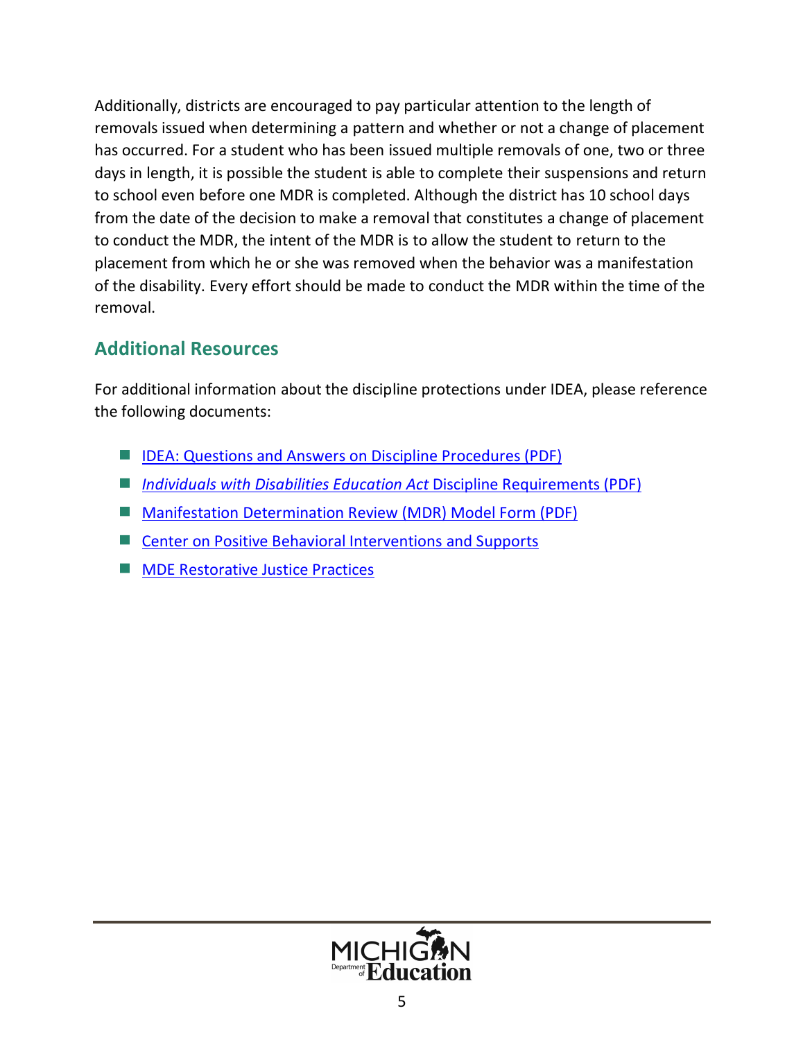Additionally, districts are encouraged to pay particular attention to the length of removals issued when determining a pattern and whether or not a change of placement has occurred. For a student who has been issued multiple removals of one, two or three days in length, it is possible the student is able to complete their suspensions and return to school even before one MDR is completed. Although the district has 10 school days from the date of the decision to make a removal that constitutes a change of placement to conduct the MDR, the intent of the MDR is to allow the student to return to the placement from which he or she was removed when the behavior was a manifestation of the disability. Every effort should be made to conduct the MDR within the time of the removal.

## Additional Resources

For additional information about the discipline protections under IDEA, please reference the following documents:

- IDEA: Questions and Answers on Discipline Procedures (PDF)
- *Individuals with Disabilities Education Act* Discipline Requirements (PDF)
- Manifestation Determination Review (MDR) Model Form (PDF)
- Center on Positive Behavioral Interventions and Supports
- MDE Restorative Justice Practices